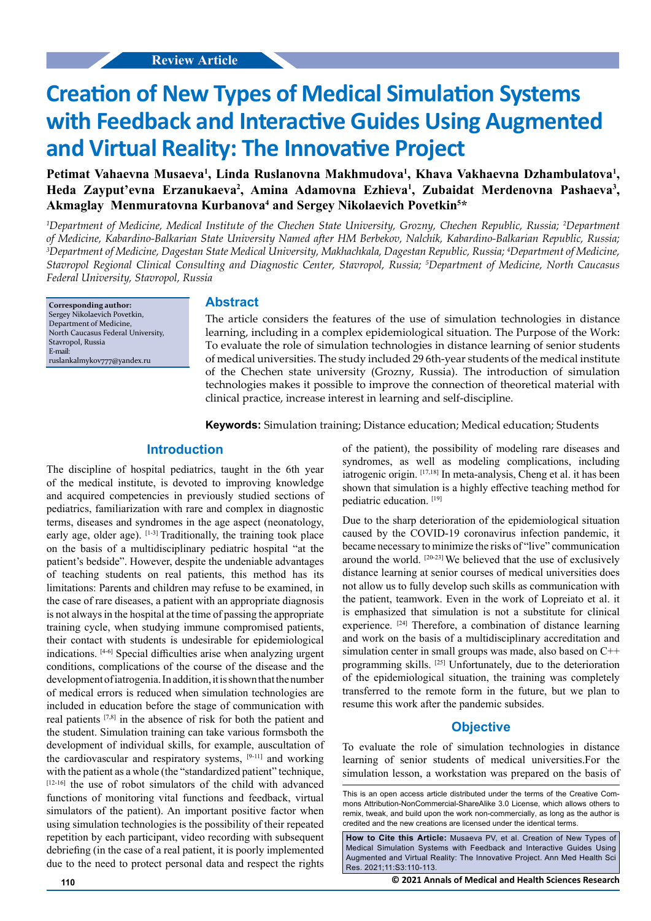Review Article

# Creation of New Types of Medical Simulation Systems with Feedback and Interactive Guides Using Augmented and Virtual Reality: The Innovative Project

**Petimat Vahaevna Musaeva[1], Linda Ruslanovna Makhmudova[1], Khava Vakhaevna Dzhambulatova[1], Heda Zayput'evna Erzanukaeva[2], Amina Adamovna Ezhieva[1], Zubaidat Merdenovna Pashaeva[3], Akmaglay Menmuratovna Kurbanova[4] and Sergey Nikolaevich Povetkin[5]***

*[1]Department of Medicine, Medical Institute of the Chechen State University, Grozny, Chechen Republic, Russia; [2]Department of Medicine, Kabardino-Balkarian State University Named after HM Berbekov, Nalchik, Kabardino-Balkarian Republic, Russia; [3]Department of Medicine, Dagestan State Medical University, Makhachkala, Dagestan Republic, Russia; [4]Department of Medicine, Stavropol Regional Clinical Consulting and Diagnostic Center, Stavropol, Russia; [5]Department of Medicine, North Caucasus Federal University, Stavropol, Russia*

**Corresponding author:**
Sergey Nikolaevich Povetkin,
Department of Medicine,
North Caucasus Federal University,
Stavropol, Russia
E-mail:
ruslankalmykov777@yandex.ru

## Abstract

The article considers the features of the use of simulation technologies in distance learning, including in a complex epidemiological situation. The Purpose of the Work: To evaluate the role of simulation technologies in distance learning of senior students of medical universities. The study included 29 6th-year students of the medical institute of the Chechen state university (Grozny, Russia). The introduction of simulation technologies makes it possible to improve the connection of theoretical material with clinical practice, increase interest in learning and self-discipline.

**Keywords:** Simulation training; Distance education; Medical education; Students

## Introduction

The discipline of hospital pediatrics, taught in the 6th year of the medical institute, is devoted to improving knowledge and acquired competencies in previously studied sections of pediatrics, familiarization with rare and complex in diagnostic terms, diseases and syndromes in the age aspect (neonatology, early age, older age). [1-3] Traditionally, the training took place on the basis of a multidisciplinary pediatric hospital "at the patient's bedside". However, despite the undeniable advantages of teaching students on real patients, this method has its limitations: Parents and children may refuse to be examined, in the case of rare diseases, a patient with an appropriate diagnosis is not always in the hospital at the time of passing the appropriate training cycle, when studying immune compromised patients, their contact with students is undesirable for epidemiological indications. [4-6] Special difficulties arise when analyzing urgent conditions, complications of the course of the disease and the development of iatrogenia. In addition, it is shown that the number of medical errors is reduced when simulation technologies are included in education before the stage of communication with real patients [7,8] in the absence of risk for both the patient and the student. Simulation training can take various formsboth the development of individual skills, for example, auscultation of the cardiovascular and respiratory systems, [9-11] and working with the patient as a whole (the "standardized patient" technique, [12-16] the use of robot simulators of the child with advanced functions of monitoring vital functions and feedback, virtual simulators of the patient). An important positive factor when using simulation technologies is the possibility of their repeated repetition by each participant, video recording with subsequent debriefing (in the case of a real patient, it is poorly implemented due to the need to protect personal data and respect the rights of the patient), the possibility of modeling rare diseases and syndromes, as well as modeling complications, including iatrogenic origin. [17,18] In meta-analysis, Cheng et al. it has been shown that simulation is a highly effective teaching method for pediatric education. [19]

Due to the sharp deterioration of the epidemiological situation caused by the COVID-19 coronavirus infection pandemic, it became necessary to minimize the risks of "live" communication around the world. [20-23] We believed that the use of exclusively distance learning at senior courses of medical universities does not allow us to fully develop such skills as communication with the patient, teamwork. Even in the work of Lopreiato et al. it is emphasized that simulation is not a substitute for clinical experience. [24] Therefore, a combination of distance learning and work on the basis of a multidisciplinary accreditation and simulation center in small groups was made, also based on C++ programming skills. [25] Unfortunately, due to the deterioration of the epidemiological situation, the training was completely transferred to the remote form in the future, but we plan to resume this work after the pandemic subsides.

## Objective

To evaluate the role of simulation technologies in distance learning of senior students of medical universities.For the simulation lesson, a workstation was prepared on the basis of

This is an open access article distributed under the terms of the Creative Commons Attribution-NonCommercial-ShareAlike 3.0 License, which allows others to remix, tweak, and build upon the work non-commercially, as long as the author is credited and the new creations are licensed under the identical terms.

**How to Cite this Article:** Musaeva PV, et al. Creation of New Types of Medical Simulation Systems with Feedback and Interactive Guides Using Augmented and Virtual Reality: The Innovative Project. Ann Med Health Sci Res. 2021;11:S3:110-113.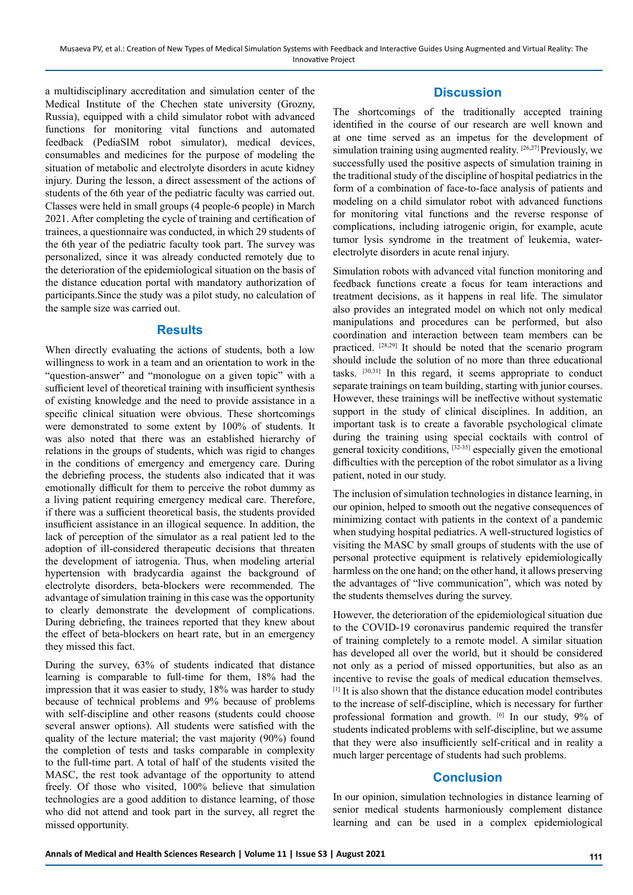a multidisciplinary accreditation and simulation center of the Medical Institute of the Chechen state university (Grozny, Russia), equipped with a child simulator robot with advanced functions for monitoring vital functions and automated feedback (PediaSIM robot simulator), medical devices, consumables and medicines for the purpose of modeling the situation of metabolic and electrolyte disorders in acute kidney injury. During the lesson, a direct assessment of the actions of students of the 6th year of the pediatric faculty was carried out. Classes were held in small groups (4 people-6 people) in March 2021. After completing the cycle of training and certification of trainees, a questionnaire was conducted, in which 29 students of the 6th year of the pediatric faculty took part. The survey was personalized, since it was already conducted remotely due to the deterioration of the epidemiological situation on the basis of the distance education portal with mandatory authorization of participants.Since the study was a pilot study, no calculation of the sample size was carried out.

## Results

When directly evaluating the actions of students, both a low willingness to work in a team and an orientation to work in the "question-answer" and "monologue on a given topic" with a sufficient level of theoretical training with insufficient synthesis of existing knowledge and the need to provide assistance in a specific clinical situation were obvious. These shortcomings were demonstrated to some extent by 100% of students. It was also noted that there was an established hierarchy of relations in the groups of students, which was rigid to changes in the conditions of emergency and emergency care. During the debriefing process, the students also indicated that it was emotionally difficult for them to perceive the robot dummy as a living patient requiring emergency medical care. Therefore, if there was a sufficient theoretical basis, the students provided insufficient assistance in an illogical sequence. In addition, the lack of perception of the simulator as a real patient led to the adoption of ill-considered therapeutic decisions that threaten the development of iatrogenia. Thus, when modeling arterial hypertension with bradycardia against the background of electrolyte disorders, beta-blockers were recommended. The advantage of simulation training in this case was the opportunity to clearly demonstrate the development of complications. During debriefing, the trainees reported that they knew about the effect of beta-blockers on heart rate, but in an emergency they missed this fact.

During the survey, 63% of students indicated that distance learning is comparable to full-time for them, 18% had the impression that it was easier to study, 18% was harder to study because of technical problems and 9% because of problems with self-discipline and other reasons (students could choose several answer options). All students were satisfied with the quality of the lecture material; the vast majority (90%) found the completion of tests and tasks comparable in complexity to the full-time part. A total of half of the students visited the MASC, the rest took advantage of the opportunity to attend freely. Of those who visited, 100% believe that simulation technologies are a good addition to distance learning, of those who did not attend and took part in the survey, all regret the missed opportunity.

## Discussion

The shortcomings of the traditionally accepted training identified in the course of our research are well known and at one time served as an impetus for the development of simulation training using augmented reality. [26,27] Previously, we successfully used the positive aspects of simulation training in the traditional study of the discipline of hospital pediatrics in the form of a combination of face-to-face analysis of patients and modeling on a child simulator robot with advanced functions for monitoring vital functions and the reverse response of complications, including iatrogenic origin, for example, acute tumor lysis syndrome in the treatment of leukemia, water-electrolyte disorders in acute renal injury.

Simulation robots with advanced vital function monitoring and feedback functions create a focus for team interactions and treatment decisions, as it happens in real life. The simulator also provides an integrated model on which not only medical manipulations and procedures can be performed, but also coordination and interaction between team members can be practiced. [28,29] It should be noted that the scenario program should include the solution of no more than three educational tasks. [30,31] In this regard, it seems appropriate to conduct separate trainings on team building, starting with junior courses. However, these trainings will be ineffective without systematic support in the study of clinical disciplines. In addition, an important task is to create a favorable psychological climate during the training using special cocktails with control of general toxicity conditions, [32-35] especially given the emotional difficulties with the perception of the robot simulator as a living patient, noted in our study.

The inclusion of simulation technologies in distance learning, in our opinion, helped to smooth out the negative consequences of minimizing contact with patients in the context of a pandemic when studying hospital pediatrics. A well-structured logistics of visiting the MASC by small groups of students with the use of personal protective equipment is relatively epidemiologically harmless on the one hand; on the other hand, it allows preserving the advantages of "live communication", which was noted by the students themselves during the survey.

However, the deterioration of the epidemiological situation due to the COVID-19 coronavirus pandemic required the transfer of training completely to a remote model. A similar situation has developed all over the world, but it should be considered not only as a period of missed opportunities, but also as an incentive to revise the goals of medical education themselves. [1] It is also shown that the distance education model contributes to the increase of self-discipline, which is necessary for further professional formation and growth. [6] In our study, 9% of students indicated problems with self-discipline, but we assume that they were also insufficiently self-critical and in reality a much larger percentage of students had such problems.

## Conclusion

In our opinion, simulation technologies in distance learning of senior medical students harmoniously complement distance learning and can be used in a complex epidemiological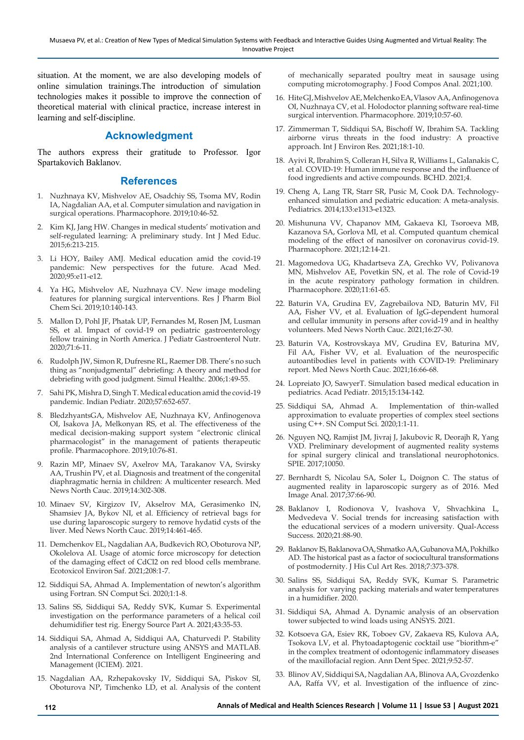situation. At the moment, we are also developing models of online simulation trainings.The introduction of simulation technologies makes it possible to improve the connection of theoretical material with clinical practice, increase interest in learning and self-discipline.

## Acknowledgment

The authors express their gratitude to Professor. Igor Spartakovich Baklanov.

## References

1. Nuzhnaya KV, Mishvelov AE, Osadchiy SS, Tsoma MV, Rodin IA, Nagdalian AA, et al. Computer simulation and navigation in surgical operations. Pharmacophore. 2019;10:46-52.
2. Kim KJ, Jang HW. Changes in medical students' motivation and self-regulated learning: A preliminary study. Int J Med Educ. 2015;6:213-215.
3. Li HOY, Bailey AMJ. Medical education amid the covid-19 pandemic: New perspectives for the future. Acad Med. 2020;95:e11-e12.
4. Ya HG, Mishvelov AE, Nuzhnaya CV. New image modeling features for planning surgical interventions. Res J Pharm Biol Chem Sci. 2019;10:140-143.
5. Mallon D, Pohl JF, Phatak UP, Fernandes M, Rosen JM, Lusman SS, et al. Impact of covid-19 on pediatric gastroenterology fellow training in North America. J Pediatr Gastroenterol Nutr. 2020;71:6-11.
6. Rudolph JW, Simon R, Dufresne RL, Raemer DB. There's no such thing as "nonjudgmental" debriefing: A theory and method for debriefing with good judgment. Simul Healthc. 2006;1:49-55.
7. Sahi PK, Mishra D, Singh T. Medical education amid the covid-19 pandemic. Indian Pediatr. 2020;57:652-657.
8. BledzhyantsGA, Mishvelov AE, Nuzhnaya KV, Anfinogenova OI, Isakova JA, Melkonyan RS, et al. The effectiveness of the medical decision-making support system "electronic clinical pharmacologist" in the management of patients therapeutic profile. Pharmacophore. 2019;10:76-81.
9. Razin MP, Minaev SV, Axelrov MA, Tarakanov VA, Svirsky AA, Trushin PV, et al. Diagnosis and treatment of the congenital diaphragmatic hernia in children: A multicenter research. Med News North Cauc. 2019;14:302-308.
10. Minaev SV, Kirgizov IV, Akselrov MA, Gerasimenko IN, Shamsiev JA, Bykov NI, et al. Efficiency of retrieval bags for use during laparoscopic surgery to remove hydatid cysts of the liver. Med News North Cauc. 2019;14:461-465.
11. Demchenkov EL, Nagdalian AA, Budkevich RO, Oboturova NP, Okolelova AI. Usage of atomic force microscopy for detection of the damaging effect of CdCl2 on red blood cells membrane. Ecotoxicol Environ Saf. 2021;208:1-7.
12. Siddiqui SA, Ahmad A. Implementation of newton's algorithm using Fortran. SN Comput Sci. 2020;1:1-8.
13. Salins SS, Siddiqui SA, Reddy SVK, Kumar S. Experimental investigation on the performance parameters of a helical coil dehumidifier test rig. Energy Source Part A. 2021;43:35-53.
14. Siddiqui SA, Ahmad A, Siddiqui AA, Chaturvedi P. Stability analysis of a cantilever structure using ANSYS and MATLAB. 2nd International Conference on Intelligent Engineering and Management (ICIEM). 2021.
15. Nagdalian AA, Rzhepakovsky IV, Siddiqui SA, Piskov SI, Oboturova NP, Timchenko LD, et al. Analysis of the content of mechanically separated poultry meat in sausage using computing microtomography. J Food Compos Anal. 2021;100.
16. Hite GJ, Mishvelov AE, Melchenko EA, Vlasov AA, Anfinogenova OI, Nuzhnaya CV, et al. Holodoctor planning software real-time surgical intervention. Pharmacophore. 2019;10:57-60.
17. Zimmerman T, Siddiqui SA, Bischoff W, Ibrahim SA. Tackling airborne virus threats in the food industry: A proactive approach. Int J Environ Res. 2021;18:1-10.
18. Ayivi R, Ibrahim S, Colleran H, Silva R, Williams L, Galanakis C, et al. COVID-19: Human immune response and the influence of food ingredients and active compounds. BCHD. 2021;4.
19. Cheng A, Lang TR, Starr SR, Pusic M, Cook DA. Technology-enhanced simulation and pediatric education: A meta-analysis. Pediatrics. 2014;133:e1313-e1323.
20. Mishununa VV, Chapanov MM, Gakaeva KI, Tsoroeva MB, Kazanova SA, Gorlova MI, et al. Computed quantum chemical modeling of the effect of nanosilver on coronavirus covid-19. Pharmacophore. 2021;12:14-21.
21. Magomedova UG, Khadartseva ZA, Grechko VV, Polivanova MN, Mishvelov AE, Povetkin SN, et al. The role of Covid-19 in the acute respiratory pathology formation in children. Pharmacophore. 2020;11:61-65.
22. Baturin VA, Grudina EV, Zagrebailova ND, Baturin MV, Fil AA, Fisher VV, et al. Evaluation of IgG-dependent humoral and cellular immunity in persons after covid-19 and in healthy volunteers. Med News North Cauc. 2021;16:27-30.
23. Baturin VA, Kostrovskaya MV, Grudina EV, Baturina MV, Fil AA, Fisher VV, et al. Evaluation of the neurospecific autoantibodies level in patients with COVID-19: Preliminary report. Med News North Cauc. 2021;16:66-68.
24. Lopreiato JO, SawyerT. Simulation based medical education in pediatrics. Acad Pediatr. 2015;15:134-142.
25. Siddiqui SA, Ahmad A. Implementation of thin-walled approximation to evaluate properties of complex steel sections using C++. SN Comput Sci. 2020;1:1-11.
26. Nguyen NQ, Ramjist JM, Jivraj J, Jakubovic R, Deorajh R, Yang VXD. Preliminary development of augmented reality systems for spinal surgery clinical and translational neurophotonics. SPIE. 2017;10050.
27. Bernhardt S, Nicolau SA, Soler L, Doignon C. The status of augmented reality in laparoscopic surgery as of 2016. Med Image Anal. 2017;37:66-90.
28. Baklanov I, Rodionova V, Ivashova V, Shvachkina L, Medvedeva V. Social trends for increasing satisfaction with the educational services of a modern university. Qual-Access Success. 2020;21:88-90.
29. Baklanov IS, Baklanova OA, Shmatko AA, Gubanova MA, Pokhilko AD. The historical past as a factor of sociocultural transformations of postmodernity. J His Cul Art Res. 2018;7:373-378.
30. Salins SS, Siddiqui SA, Reddy SVK, Kumar S. Parametric analysis for varying packing materials and water temperatures in a humidifier. 2020.
31. Siddiqui SA, Ahmad A. Dynamic analysis of an observation tower subjected to wind loads using ANSYS. 2021.
32. Kotsoeva GA, Esiev RK, Toboev GV, Zakaeva RS, Kulova AA, Tsokova LV, et al. Phytoadaptogenic cocktail use "biorithm-e" in the complex treatment of odontogenic inflammatory diseases of the maxillofacial region. Ann Dent Spec. 2021;9:52-57.
33. Blinov AV, Siddiqui SA, Nagdalian AA, Blinova AA, Gvozdenko AA, Raffa VV, et al. Investigation of the influence of zinc-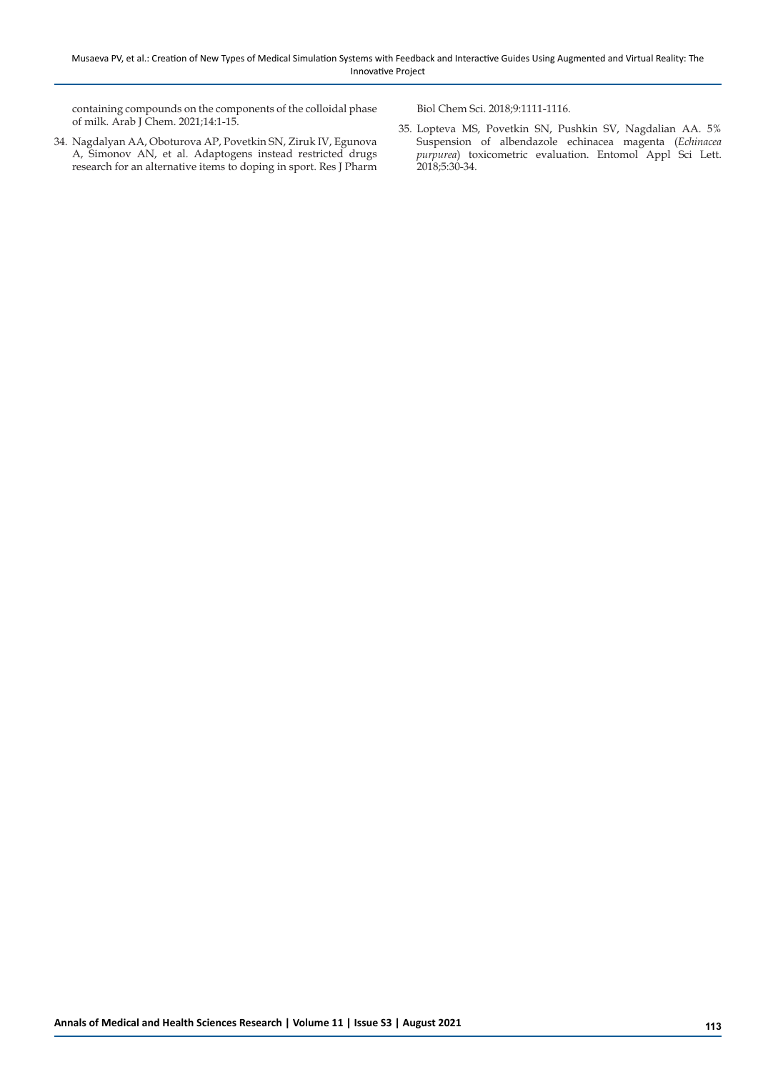containing compounds on the components of the colloidal phase of milk. Arab J Chem. 2021;14:1-15.

34. Nagdalyan AA, Oboturova AP, Povetkin SN, Ziruk IV, Egunova A, Simonov AN, et al. Adaptogens instead restricted drugs research for an alternative items to doping in sport. Res J Pharm Biol Chem Sci. 2018;9:1111-1116.

35. Lopteva MS, Povetkin SN, Pushkin SV, Nagdalian AA. 5% Suspension of albendazole echinacea magenta (*Echinacea purpurea*) toxicometric evaluation. Entomol Appl Sci Lett. 2018;5:30-34.